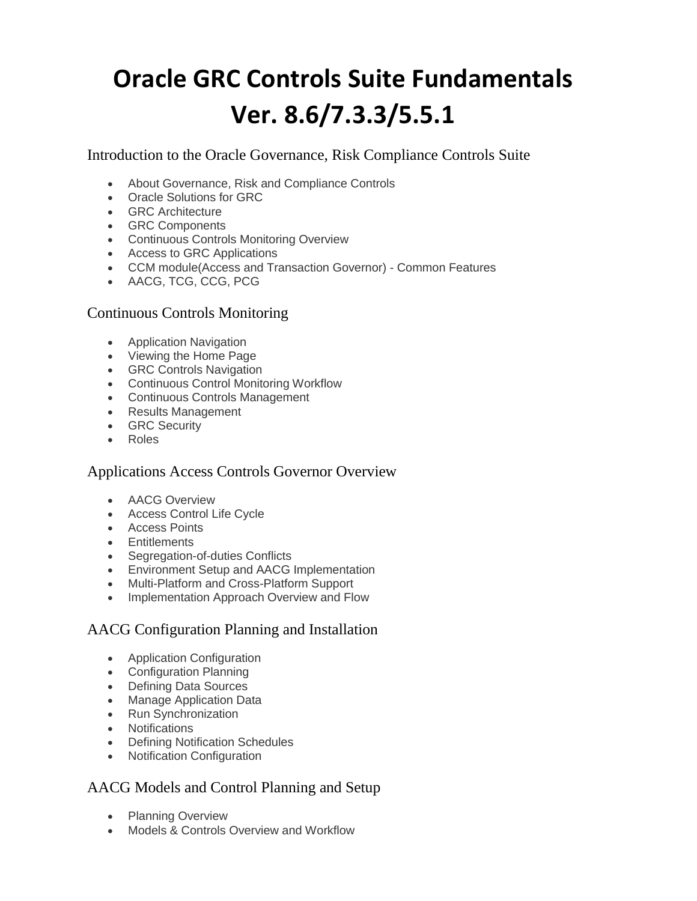# Oracle GRC Controls Suite Fundamentals Ver. 8.6/7.3.3/5.5.1

## Introduction to the Oracle Governance, Risk Compliance Controls Suite

- About Governance, Risk and Compliance Controls
- Oracle Solutions for GRC
- GRC Architecture
- GRC Components
- Continuous Controls Monitoring Overview
- Access to GRC Applications
- CCM module(Access and Transaction Governor) - Common Features
- AACG, TCG, CCG, PCG

## Continuous Controls Monitoring

- Application Navigation
- Viewing the Home Page
- GRC Controls Navigation
- Continuous Control Monitoring Workflow
- Continuous Controls Management
- Results Management
- GRC Security
- Roles

## Applications Access Controls Governor Overview

- AACG Overview
- Access Control Life Cycle
- Access Points
- Entitlements
- Segregation-of-duties Conflicts
- Environment Setup and AACG Implementation
- Multi-Platform and Cross-Platform Support
- Implementation Approach Overview and Flow

## AACG Configuration Planning and Installation

- Application Configuration
- Configuration Planning
- Defining Data Sources
- Manage Application Data
- Run Synchronization
- Notifications
- Defining Notification Schedules
- Notification Configuration

## AACG Models and Control Planning and Setup

- Planning Overview
- Models & Controls Overview and Workflow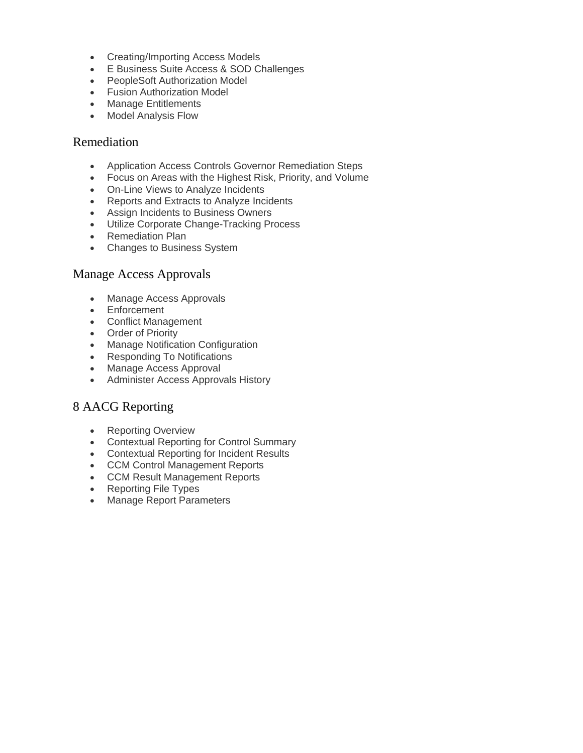- Creating/Importing Access Models
- E Business Suite Access & SOD Challenges
- PeopleSoft Authorization Model
- Fusion Authorization Model
- Manage Entitlements
- Model Analysis Flow

## Remediation

- Application Access Controls Governor Remediation Steps
- Focus on Areas with the Highest Risk, Priority, and Volume
- On-Line Views to Analyze Incidents
- Reports and Extracts to Analyze Incidents
- Assign Incidents to Business Owners
- Utilize Corporate Change-Tracking Process
- Remediation Plan
- Changes to Business System

## Manage Access Approvals

- Manage Access Approvals
- Enforcement
- Conflict Management
- Order of Priority
- Manage Notification Configuration
- Responding To Notifications
- Manage Access Approval
- Administer Access Approvals History

## 8 AACG Reporting

- Reporting Overview
- Contextual Reporting for Control Summary
- Contextual Reporting for Incident Results
- CCM Control Management Reports
- CCM Result Management Reports
- Reporting File Types
- Manage Report Parameters